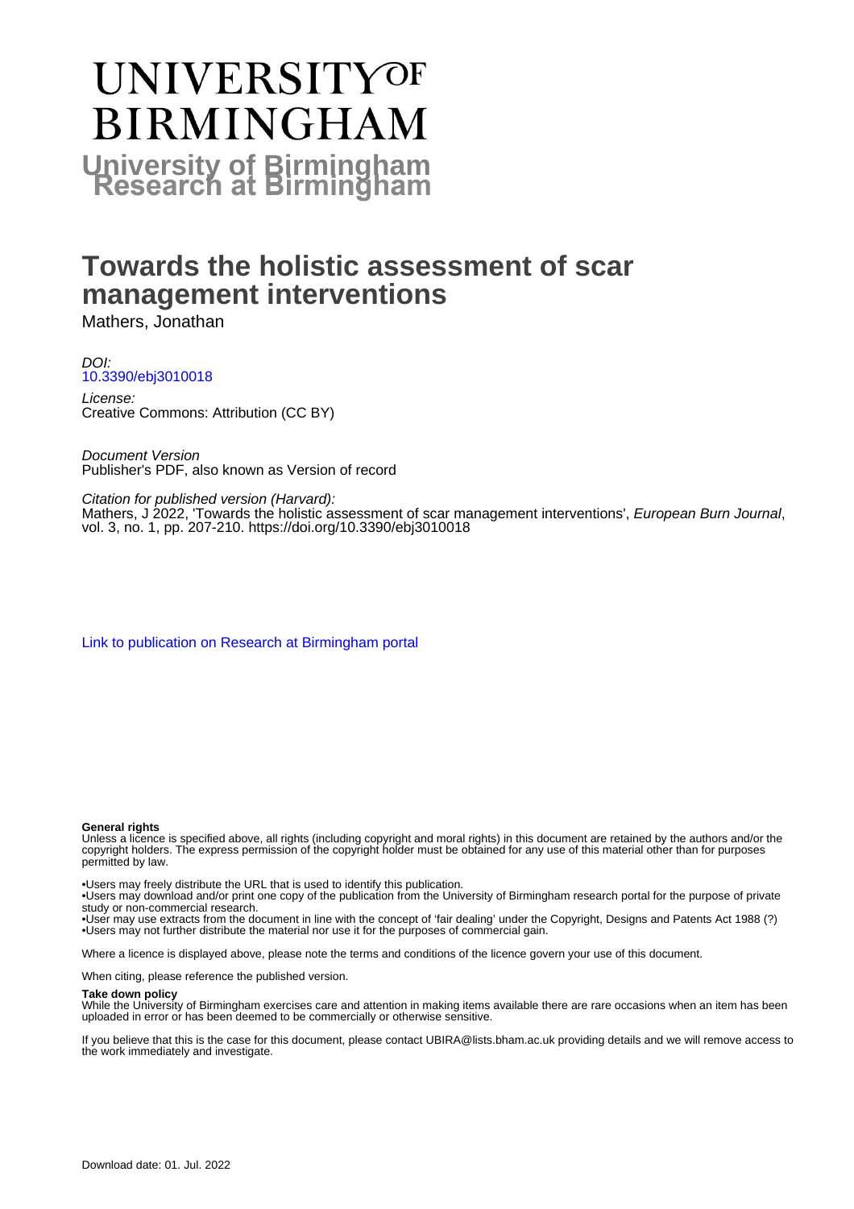# UNIVERSITY OF BIRMINGHAM

**University of Birmingham Research at Birmingham**

# Towards the holistic assessment of scar management interventions

Mathers, Jonathan

*DOI:*
10.3390/ebj3010018

*License:*
Creative Commons: Attribution (CC BY)

*Document Version*
Publisher's PDF, also known as Version of record

*Citation for published version (Harvard):*
Mathers, J 2022, 'Towards the holistic assessment of scar management interventions', *European Burn Journal*, vol. 3, no. 1, pp. 207-210. https://doi.org/10.3390/ebj3010018

Link to publication on Research at Birmingham portal

**General rights**

Unless a licence is specified above, all rights (including copyright and moral rights) in this document are retained by the authors and/or the copyright holders. The express permission of the copyright holder must be obtained for any use of this material other than for purposes permitted by law.

•Users may freely distribute the URL that is used to identify this publication.
•Users may download and/or print one copy of the publication from the University of Birmingham research portal for the purpose of private study or non-commercial research.
•User may use extracts from the document in line with the concept of 'fair dealing' under the Copyright, Designs and Patents Act 1988 (?)
•Users may not further distribute the material nor use it for the purposes of commercial gain.

Where a licence is displayed above, please note the terms and conditions of the licence govern your use of this document.

When citing, please reference the published version.

**Take down policy**

While the University of Birmingham exercises care and attention in making items available there are rare occasions when an item has been uploaded in error or has been deemed to be commercially or otherwise sensitive.

If you believe that this is the case for this document, please contact UBIRA@lists.bham.ac.uk providing details and we will remove access to the work immediately and investigate.

Download date: 01. Jul. 2022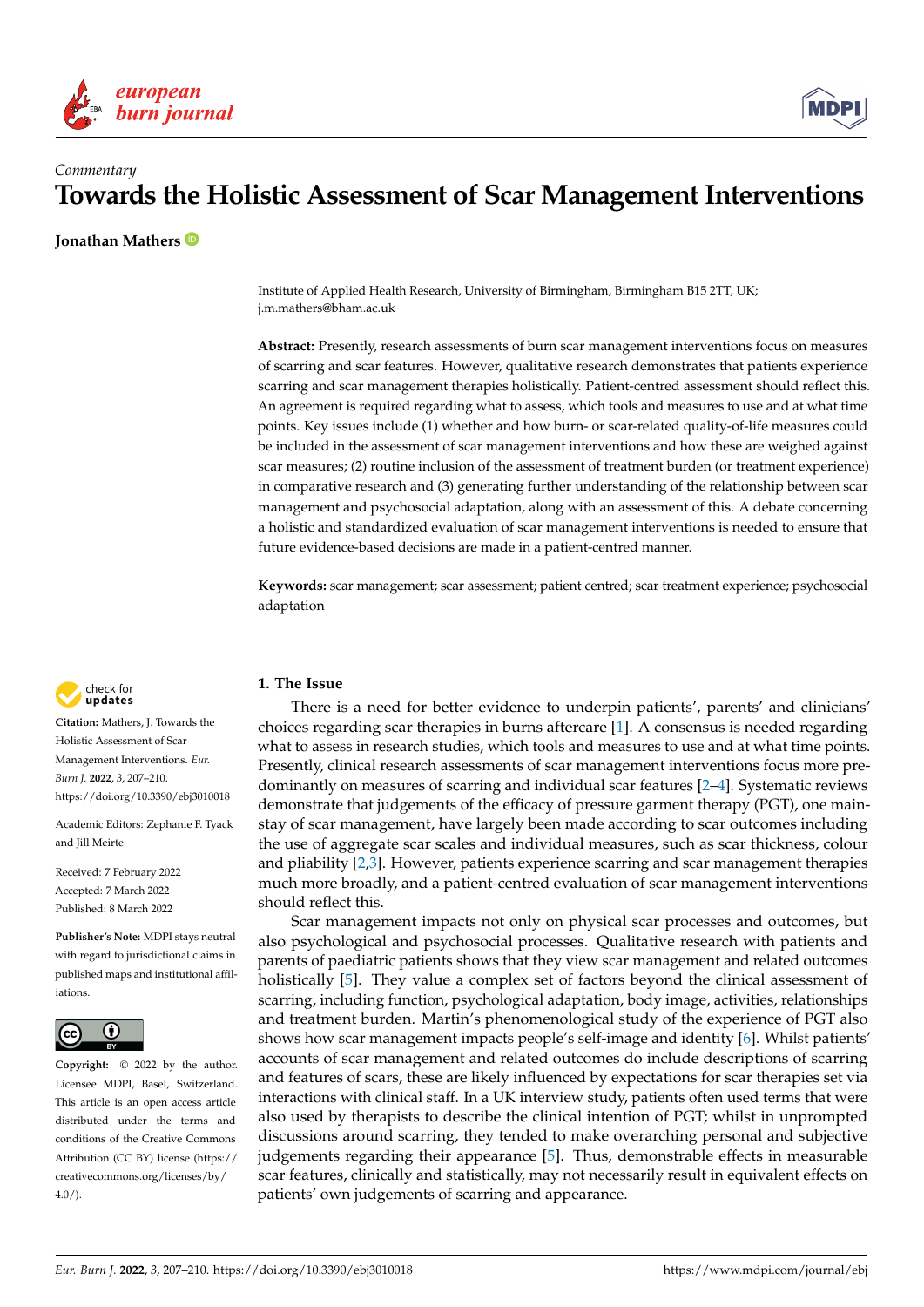*Commentary*

# Towards the Holistic Assessment of Scar Management Interventions

**Jonathan Mathers**

Institute of Applied Health Research, University of Birmingham, Birmingham B15 2TT, UK; j.m.mathers@bham.ac.uk

**Abstract:** Presently, research assessments of burn scar management interventions focus on measures of scarring and scar features. However, qualitative research demonstrates that patients experience scarring and scar management therapies holistically. Patient-centred assessment should reflect this. An agreement is required regarding what to assess, which tools and measures to use and at what time points. Key issues include (1) whether and how burn- or scar-related quality-of-life measures could be included in the assessment of scar management interventions and how these are weighed against scar measures; (2) routine inclusion of the assessment of treatment burden (or treatment experience) in comparative research and (3) generating further understanding of the relationship between scar management and psychosocial adaptation, along with an assessment of this. A debate concerning a holistic and standardized evaluation of scar management interventions is needed to ensure that future evidence-based decisions are made in a patient-centred manner.

**Keywords:** scar management; scar assessment; patient centred; scar treatment experience; psychosocial adaptation

**Citation:** Mathers, J. Towards the Holistic Assessment of Scar Management Interventions. *Eur. Burn J.* **2022**, *3*, 207–210. https://doi.org/10.3390/ebj3010018

Academic Editors: Zephanie F. Tyack and Jill Meirte

Received: 7 February 2022
Accepted: 7 March 2022
Published: 8 March 2022

**Publisher's Note:** MDPI stays neutral with regard to jurisdictional claims in published maps and institutional affiliations.

**Copyright:** © 2022 by the author. Licensee MDPI, Basel, Switzerland. This article is an open access article distributed under the terms and conditions of the Creative Commons Attribution (CC BY) license (https://creativecommons.org/licenses/by/4.0/).

## 1. The Issue

There is a need for better evidence to underpin patients', parents' and clinicians' choices regarding scar therapies in burns aftercare [1]. A consensus is needed regarding what to assess in research studies, which tools and measures to use and at what time points. Presently, clinical research assessments of scar management interventions focus more predominantly on measures of scarring and individual scar features [2–4]. Systematic reviews demonstrate that judgements of the efficacy of pressure garment therapy (PGT), one mainstay of scar management, have largely been made according to scar outcomes including the use of aggregate scar scales and individual measures, such as scar thickness, colour and pliability [2,3]. However, patients experience scarring and scar management therapies much more broadly, and a patient-centred evaluation of scar management interventions should reflect this.

Scar management impacts not only on physical scar processes and outcomes, but also psychological and psychosocial processes. Qualitative research with patients and parents of paediatric patients shows that they view scar management and related outcomes holistically [5]. They value a complex set of factors beyond the clinical assessment of scarring, including function, psychological adaptation, body image, activities, relationships and treatment burden. Martin's phenomenological study of the experience of PGT also shows how scar management impacts people's self-image and identity [6]. Whilst patients' accounts of scar management and related outcomes do include descriptions of scarring and features of scars, these are likely influenced by expectations for scar therapies set via interactions with clinical staff. In a UK interview study, patients often used terms that were also used by therapists to describe the clinical intention of PGT; whilst in unprompted discussions around scarring, they tended to make overarching personal and subjective judgements regarding their appearance [5]. Thus, demonstrable effects in measurable scar features, clinically and statistically, may not necessarily result in equivalent effects on patients' own judgements of scarring and appearance.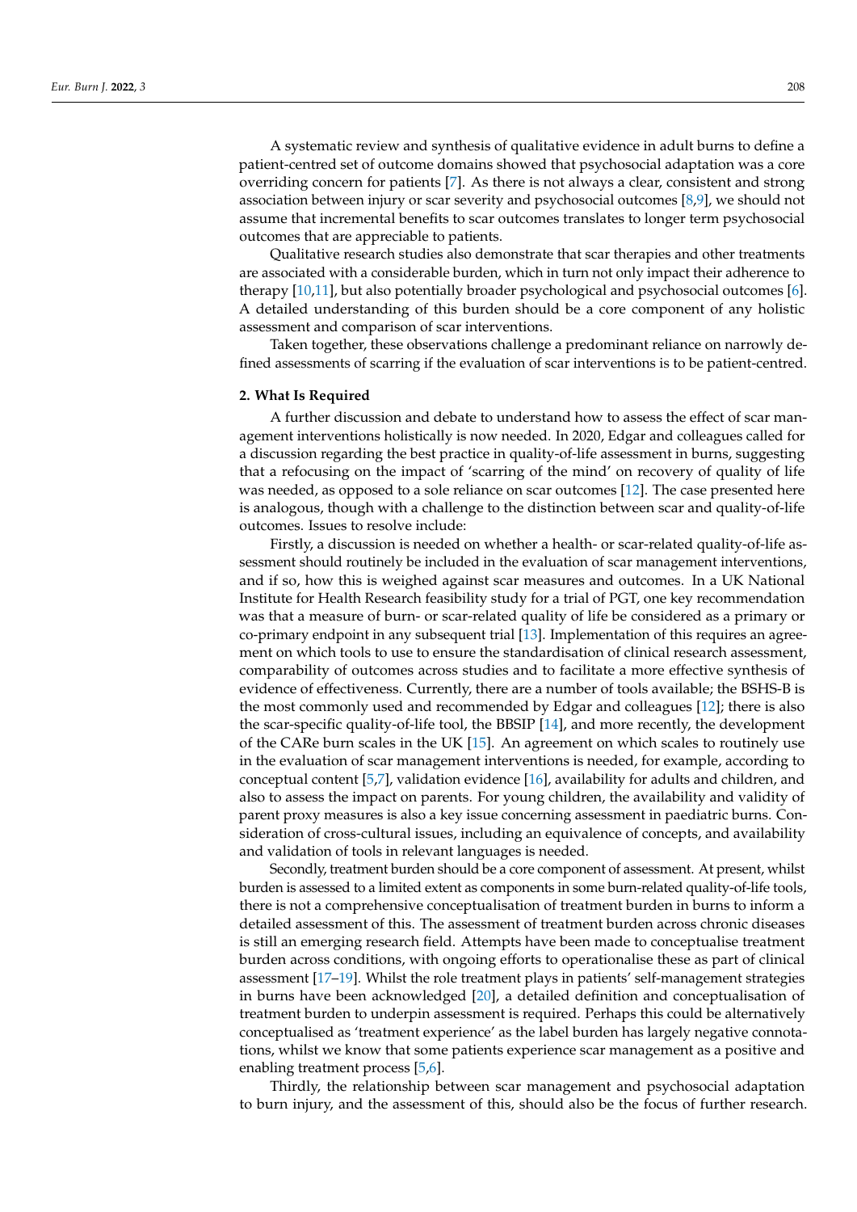A systematic review and synthesis of qualitative evidence in adult burns to define a patient-centred set of outcome domains showed that psychosocial adaptation was a core overriding concern for patients [7]. As there is not always a clear, consistent and strong association between injury or scar severity and psychosocial outcomes [8,9], we should not assume that incremental benefits to scar outcomes translates to longer term psychosocial outcomes that are appreciable to patients.

Qualitative research studies also demonstrate that scar therapies and other treatments are associated with a considerable burden, which in turn not only impact their adherence to therapy [10,11], but also potentially broader psychological and psychosocial outcomes [6]. A detailed understanding of this burden should be a core component of any holistic assessment and comparison of scar interventions.

Taken together, these observations challenge a predominant reliance on narrowly defined assessments of scarring if the evaluation of scar interventions is to be patient-centred.

## 2. What Is Required

A further discussion and debate to understand how to assess the effect of scar management interventions holistically is now needed. In 2020, Edgar and colleagues called for a discussion regarding the best practice in quality-of-life assessment in burns, suggesting that a refocusing on the impact of 'scarring of the mind' on recovery of quality of life was needed, as opposed to a sole reliance on scar outcomes [12]. The case presented here is analogous, though with a challenge to the distinction between scar and quality-of-life outcomes. Issues to resolve include:

Firstly, a discussion is needed on whether a health- or scar-related quality-of-life assessment should routinely be included in the evaluation of scar management interventions, and if so, how this is weighed against scar measures and outcomes. In a UK National Institute for Health Research feasibility study for a trial of PGT, one key recommendation was that a measure of burn- or scar-related quality of life be considered as a primary or co-primary endpoint in any subsequent trial [13]. Implementation of this requires an agreement on which tools to use to ensure the standardisation of clinical research assessment, comparability of outcomes across studies and to facilitate a more effective synthesis of evidence of effectiveness. Currently, there are a number of tools available; the BSHS-B is the most commonly used and recommended by Edgar and colleagues [12]; there is also the scar-specific quality-of-life tool, the BBSIP [14], and more recently, the development of the CARe burn scales in the UK [15]. An agreement on which scales to routinely use in the evaluation of scar management interventions is needed, for example, according to conceptual content [5,7], validation evidence [16], availability for adults and children, and also to assess the impact on parents. For young children, the availability and validity of parent proxy measures is also a key issue concerning assessment in paediatric burns. Consideration of cross-cultural issues, including an equivalence of concepts, and availability and validation of tools in relevant languages is needed.

Secondly, treatment burden should be a core component of assessment. At present, whilst burden is assessed to a limited extent as components in some burn-related quality-of-life tools, there is not a comprehensive conceptualisation of treatment burden in burns to inform a detailed assessment of this. The assessment of treatment burden across chronic diseases is still an emerging research field. Attempts have been made to conceptualise treatment burden across conditions, with ongoing efforts to operationalise these as part of clinical assessment [17–19]. Whilst the role treatment plays in patients' self-management strategies in burns have been acknowledged [20], a detailed definition and conceptualisation of treatment burden to underpin assessment is required. Perhaps this could be alternatively conceptualised as 'treatment experience' as the label burden has largely negative connotations, whilst we know that some patients experience scar management as a positive and enabling treatment process [5,6].

Thirdly, the relationship between scar management and psychosocial adaptation to burn injury, and the assessment of this, should also be the focus of further research.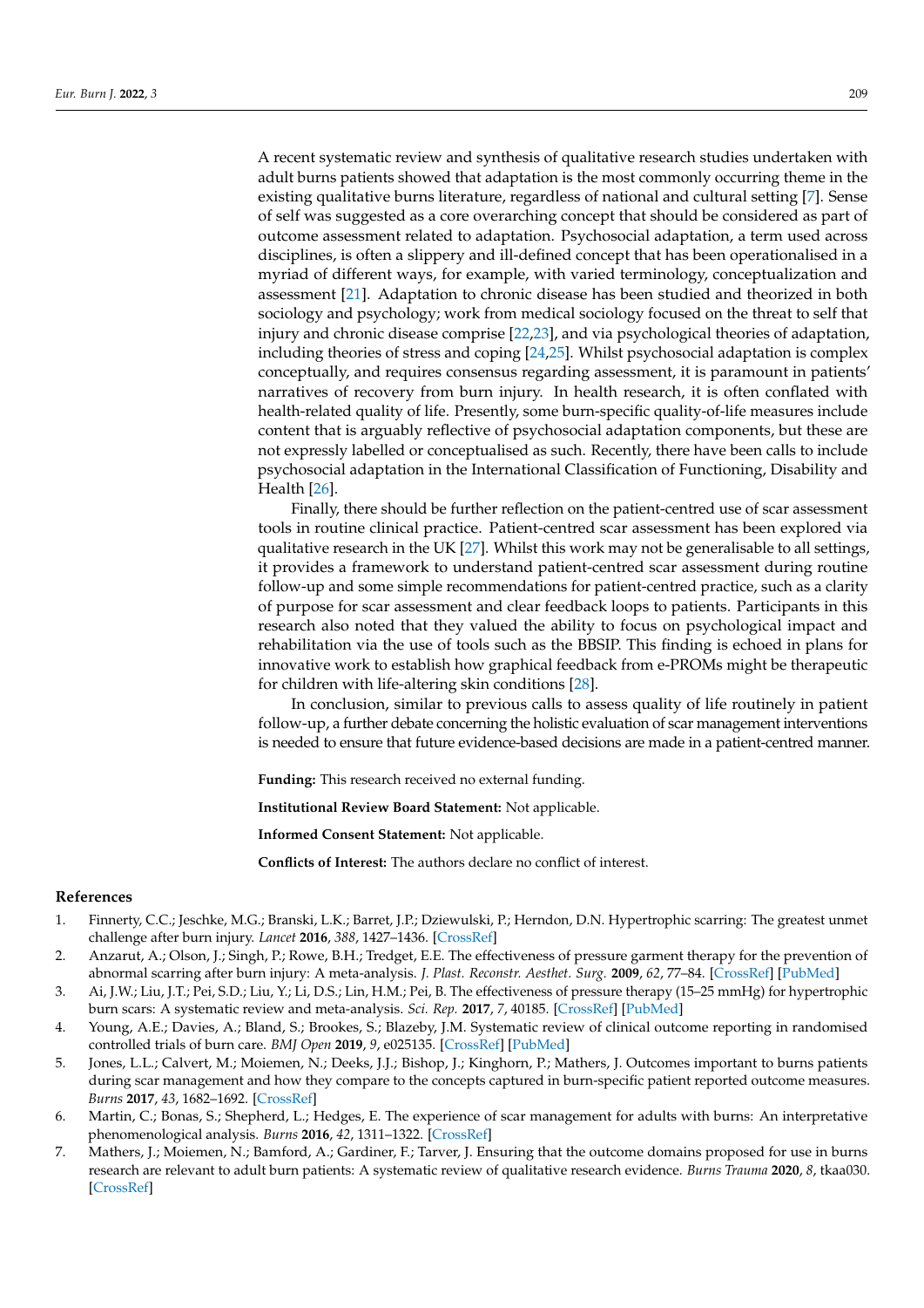A recent systematic review and synthesis of qualitative research studies undertaken with adult burns patients showed that adaptation is the most commonly occurring theme in the existing qualitative burns literature, regardless of national and cultural setting [7]. Sense of self was suggested as a core overarching concept that should be considered as part of outcome assessment related to adaptation. Psychosocial adaptation, a term used across disciplines, is often a slippery and ill-defined concept that has been operationalised in a myriad of different ways, for example, with varied terminology, conceptualization and assessment [21]. Adaptation to chronic disease has been studied and theorized in both sociology and psychology; work from medical sociology focused on the threat to self that injury and chronic disease comprise [22,23], and via psychological theories of adaptation, including theories of stress and coping [24,25]. Whilst psychosocial adaptation is complex conceptually, and requires consensus regarding assessment, it is paramount in patients' narratives of recovery from burn injury. In health research, it is often conflated with health-related quality of life. Presently, some burn-specific quality-of-life measures include content that is arguably reflective of psychosocial adaptation components, but these are not expressly labelled or conceptualised as such. Recently, there have been calls to include psychosocial adaptation in the International Classification of Functioning, Disability and Health [26].

Finally, there should be further reflection on the patient-centred use of scar assessment tools in routine clinical practice. Patient-centred scar assessment has been explored via qualitative research in the UK [27]. Whilst this work may not be generalisable to all settings, it provides a framework to understand patient-centred scar assessment during routine follow-up and some simple recommendations for patient-centred practice, such as a clarity of purpose for scar assessment and clear feedback loops to patients. Participants in this research also noted that they valued the ability to focus on psychological impact and rehabilitation via the use of tools such as the BBSIP. This finding is echoed in plans for innovative work to establish how graphical feedback from e-PROMs might be therapeutic for children with life-altering skin conditions [28].

In conclusion, similar to previous calls to assess quality of life routinely in patient follow-up, a further debate concerning the holistic evaluation of scar management interventions is needed to ensure that future evidence-based decisions are made in a patient-centred manner.

**Funding:** This research received no external funding.

**Institutional Review Board Statement:** Not applicable.

**Informed Consent Statement:** Not applicable.

**Conflicts of Interest:** The authors declare no conflict of interest.

## References

1. Finnerty, C.C.; Jeschke, M.G.; Branski, L.K.; Barret, J.P.; Dziewulski, P.; Herndon, D.N. Hypertrophic scarring: The greatest unmet challenge after burn injury. *Lancet* **2016**, *388*, 1427–1436. [CrossRef]
2. Anzarut, A.; Olson, J.; Singh, P.; Rowe, B.H.; Tredget, E.E. The effectiveness of pressure garment therapy for the prevention of abnormal scarring after burn injury: A meta-analysis. *J. Plast. Reconstr. Aesthet. Surg.* **2009**, *62*, 77–84. [CrossRef] [PubMed]
3. Ai, J.W.; Liu, J.T.; Pei, S.D.; Liu, Y.; Li, D.S.; Lin, H.M.; Pei, B. The effectiveness of pressure therapy (15–25 mmHg) for hypertrophic burn scars: A systematic review and meta-analysis. *Sci. Rep.* **2017**, *7*, 40185. [CrossRef] [PubMed]
4. Young, A.E.; Davies, A.; Bland, S.; Brookes, S.; Blazeby, J.M. Systematic review of clinical outcome reporting in randomised controlled trials of burn care. *BMJ Open* **2019**, *9*, e025135. [CrossRef] [PubMed]
5. Jones, L.L.; Calvert, M.; Moiemen, N.; Deeks, J.J.; Bishop, J.; Kinghorn, P.; Mathers, J. Outcomes important to burns patients during scar management and how they compare to the concepts captured in burn-specific patient reported outcome measures. *Burns* **2017**, *43*, 1682–1692. [CrossRef]
6. Martin, C.; Bonas, S.; Shepherd, L.; Hedges, E. The experience of scar management for adults with burns: An interpretative phenomenological analysis. *Burns* **2016**, *42*, 1311–1322. [CrossRef]
7. Mathers, J.; Moiemen, N.; Bamford, A.; Gardiner, F.; Tarver, J. Ensuring that the outcome domains proposed for use in burns research are relevant to adult burn patients: A systematic review of qualitative research evidence. *Burns Trauma* **2020**, *8*, tkaa030. [CrossRef]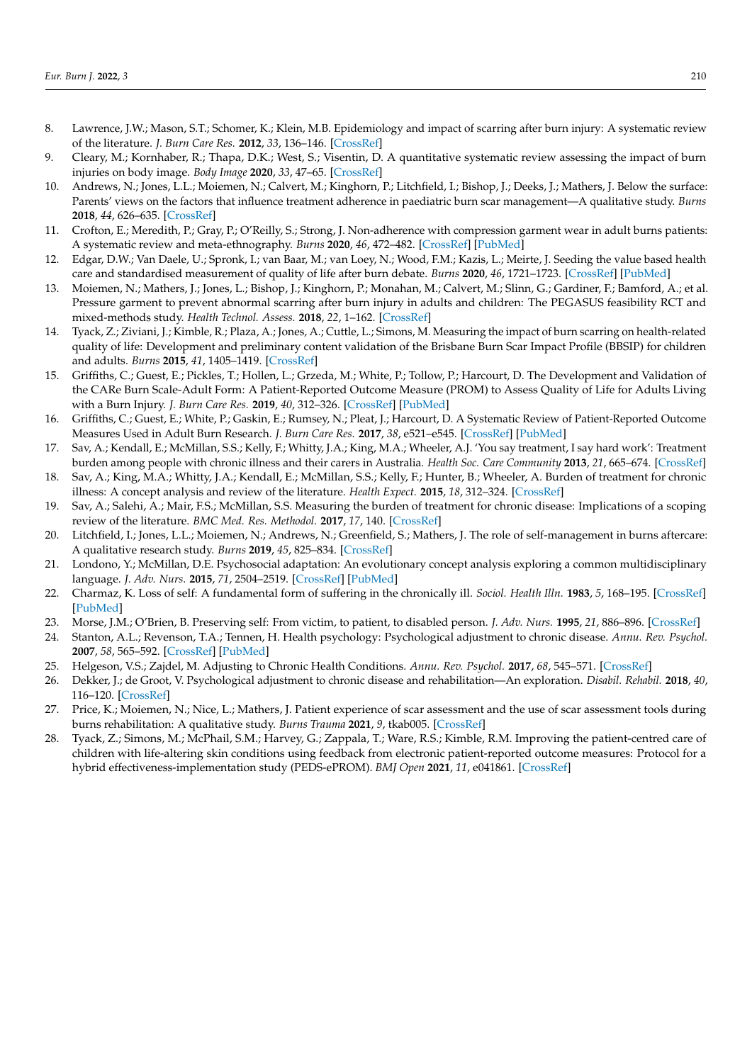8. Lawrence, J.W.; Mason, S.T.; Schomer, K.; Klein, M.B. Epidemiology and impact of scarring after burn injury: A systematic review of the literature. *J. Burn Care Res.* **2012**, *33*, 136–146. [CrossRef]
9. Cleary, M.; Kornhaber, R.; Thapa, D.K.; West, S.; Visentin, D. A quantitative systematic review assessing the impact of burn injuries on body image. *Body Image* **2020**, *33*, 47–65. [CrossRef]
10. Andrews, N.; Jones, L.L.; Moiemen, N.; Calvert, M.; Kinghorn, P.; Litchfield, I.; Bishop, J.; Deeks, J.; Mathers, J. Below the surface: Parents' views on the factors that influence treatment adherence in paediatric burn scar management—A qualitative study. *Burns* **2018**, *44*, 626–635. [CrossRef]
11. Crofton, E.; Meredith, P.; Gray, P.; O'Reilly, S.; Strong, J. Non-adherence with compression garment wear in adult burns patients: A systematic review and meta-ethnography. *Burns* **2020**, *46*, 472–482. [CrossRef] [PubMed]
12. Edgar, D.W.; Van Daele, U.; Spronk, I.; van Baar, M.; van Loey, N.; Wood, F.M.; Kazis, L.; Meirte, J. Seeding the value based health care and standardised measurement of quality of life after burn debate. *Burns* **2020**, *46*, 1721–1723. [CrossRef] [PubMed]
13. Moiemen, N.; Mathers, J.; Jones, L.; Bishop, J.; Kinghorn, P.; Monahan, M.; Calvert, M.; Slinn, G.; Gardiner, F.; Bamford, A.; et al. Pressure garment to prevent abnormal scarring after burn injury in adults and children: The PEGASUS feasibility RCT and mixed-methods study. *Health Technol. Assess.* **2018**, *22*, 1–162. [CrossRef]
14. Tyack, Z.; Ziviani, J.; Kimble, R.; Plaza, A.; Jones, A.; Cuttle, L.; Simons, M. Measuring the impact of burn scarring on health-related quality of life: Development and preliminary content validation of the Brisbane Burn Scar Impact Profile (BBSIP) for children and adults. *Burns* **2015**, *41*, 1405–1419. [CrossRef]
15. Griffiths, C.; Guest, E.; Pickles, T.; Hollen, L.; Grzeda, M.; White, P.; Tollow, P.; Harcourt, D. The Development and Validation of the CARe Burn Scale-Adult Form: A Patient-Reported Outcome Measure (PROM) to Assess Quality of Life for Adults Living with a Burn Injury. *J. Burn Care Res.* **2019**, *40*, 312–326. [CrossRef] [PubMed]
16. Griffiths, C.; Guest, E.; White, P.; Gaskin, E.; Rumsey, N.; Pleat, J.; Harcourt, D. A Systematic Review of Patient-Reported Outcome Measures Used in Adult Burn Research. *J. Burn Care Res.* **2017**, *38*, e521–e545. [CrossRef] [PubMed]
17. Sav, A.; Kendall, E.; McMillan, S.S.; Kelly, F.; Whitty, J.A.; King, M.A.; Wheeler, A.J. 'You say treatment, I say hard work': Treatment burden among people with chronic illness and their carers in Australia. *Health Soc. Care Community* **2013**, *21*, 665–674. [CrossRef]
18. Sav, A.; King, M.A.; Whitty, J.A.; Kendall, E.; McMillan, S.S.; Kelly, F.; Hunter, B.; Wheeler, A. Burden of treatment for chronic illness: A concept analysis and review of the literature. *Health Expect.* **2015**, *18*, 312–324. [CrossRef]
19. Sav, A.; Salehi, A.; Mair, F.S.; McMillan, S.S. Measuring the burden of treatment for chronic disease: Implications of a scoping review of the literature. *BMC Med. Res. Methodol.* **2017**, *17*, 140. [CrossRef]
20. Litchfield, I.; Jones, L.L.; Moiemen, N.; Andrews, N.; Greenfield, S.; Mathers, J. The role of self-management in burns aftercare: A qualitative research study. *Burns* **2019**, *45*, 825–834. [CrossRef]
21. Londono, Y.; McMillan, D.E. Psychosocial adaptation: An evolutionary concept analysis exploring a common multidisciplinary language. *J. Adv. Nurs.* **2015**, *71*, 2504–2519. [CrossRef] [PubMed]
22. Charmaz, K. Loss of self: A fundamental form of suffering in the chronically ill. *Sociol. Health Illn.* **1983**, *5*, 168–195. [CrossRef] [PubMed]
23. Morse, J.M.; O'Brien, B. Preserving self: From victim, to patient, to disabled person. *J. Adv. Nurs.* **1995**, *21*, 886–896. [CrossRef]
24. Stanton, A.L.; Revenson, T.A.; Tennen, H. Health psychology: Psychological adjustment to chronic disease. *Annu. Rev. Psychol.* **2007**, *58*, 565–592. [CrossRef] [PubMed]
25. Helgeson, V.S.; Zajdel, M. Adjusting to Chronic Health Conditions. *Annu. Rev. Psychol.* **2017**, *68*, 545–571. [CrossRef]
26. Dekker, J.; de Groot, V. Psychological adjustment to chronic disease and rehabilitation—An exploration. *Disabil. Rehabil.* **2018**, *40*, 116–120. [CrossRef]
27. Price, K.; Moiemen, N.; Nice, L.; Mathers, J. Patient experience of scar assessment and the use of scar assessment tools during burns rehabilitation: A qualitative study. *Burns Trauma* **2021**, *9*, tkab005. [CrossRef]
28. Tyack, Z.; Simons, M.; McPhail, S.M.; Harvey, G.; Zappala, T.; Ware, R.S.; Kimble, R.M. Improving the patient-centred care of children with life-altering skin conditions using feedback from electronic patient-reported outcome measures: Protocol for a hybrid effectiveness-implementation study (PEDS-ePROM). *BMJ Open* **2021**, *11*, e041861. [CrossRef]